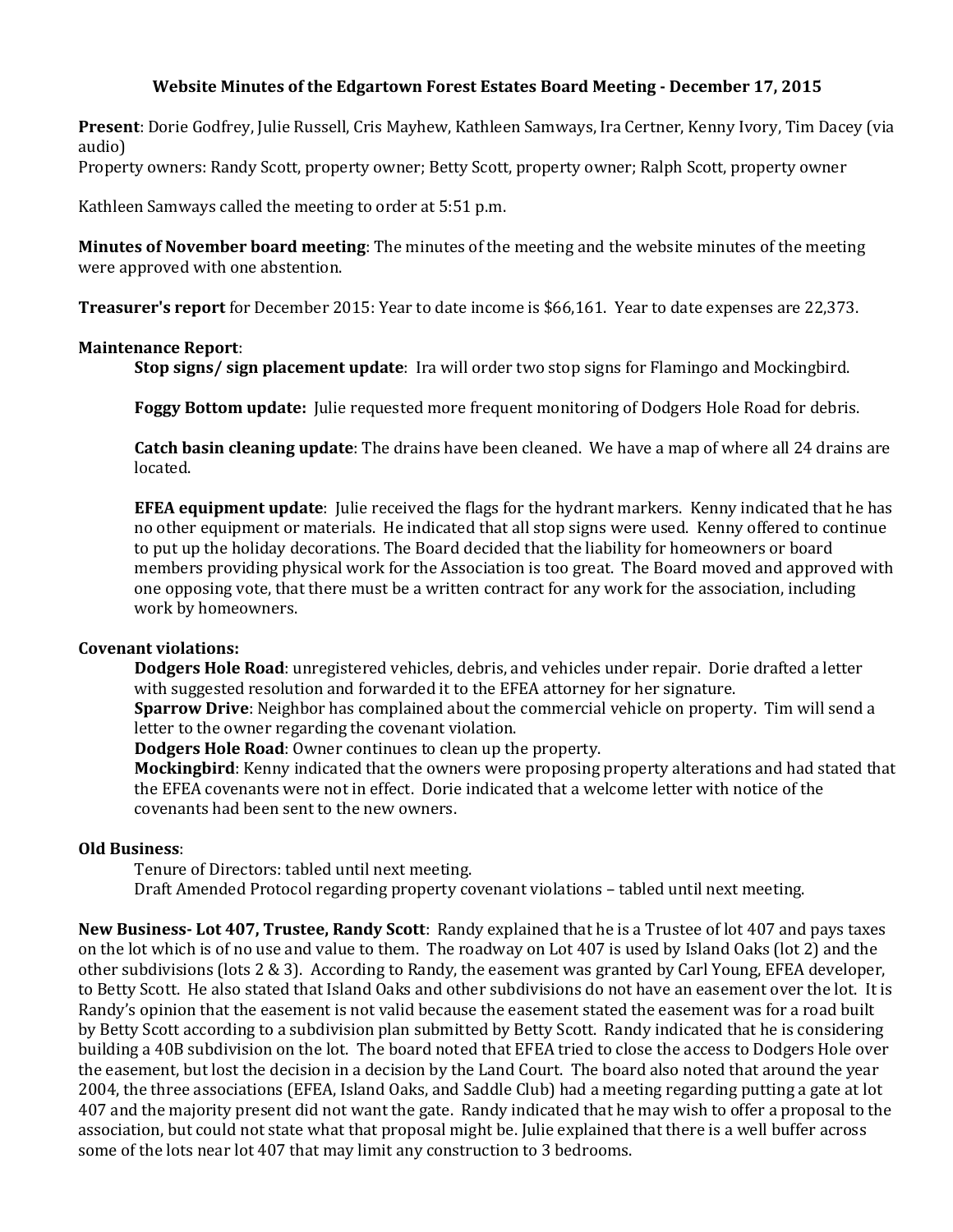# Website Minutes of the Edgartown Forest Estates Board Meeting - December 17, 2015

**Present**: Dorie Godfrey, Julie Russell, Cris Mayhew, Kathleen Samways, Ira Certner, Kenny Ivory, Tim Dacey (via audio)
Property owners: Randy Scott, property owner; Betty Scott, property owner; Ralph Scott, property owner

Kathleen Samways called the meeting to order at 5:51 p.m.

**Minutes of November board meeting**: The minutes of the meeting and the website minutes of the meeting were approved with one abstention.

**Treasurer's report** for December 2015: Year to date income is $66,161. Year to date expenses are 22,373.

**Maintenance Report**:

**Stop signs/ sign placement update**: Ira will order two stop signs for Flamingo and Mockingbird.

**Foggy Bottom update:** Julie requested more frequent monitoring of Dodgers Hole Road for debris.

**Catch basin cleaning update**: The drains have been cleaned. We have a map of where all 24 drains are located.

**EFEA equipment update**: Julie received the flags for the hydrant markers. Kenny indicated that he has no other equipment or materials. He indicated that all stop signs were used. Kenny offered to continue to put up the holiday decorations. The Board decided that the liability for homeowners or board members providing physical work for the Association is too great. The Board moved and approved with one opposing vote, that there must be a written contract for any work for the association, including work by homeowners.

**Covenant violations:**

**Dodgers Hole Road**: unregistered vehicles, debris, and vehicles under repair. Dorie drafted a letter with suggested resolution and forwarded it to the EFEA attorney for her signature.
**Sparrow Drive**: Neighbor has complained about the commercial vehicle on property. Tim will send a letter to the owner regarding the covenant violation.
**Dodgers Hole Road**: Owner continues to clean up the property.
**Mockingbird**: Kenny indicated that the owners were proposing property alterations and had stated that the EFEA covenants were not in effect. Dorie indicated that a welcome letter with notice of the covenants had been sent to the new owners.

**Old Business**:

Tenure of Directors: tabled until next meeting.
Draft Amended Protocol regarding property covenant violations – tabled until next meeting.

**New Business- Lot 407, Trustee, Randy Scott**: Randy explained that he is a Trustee of lot 407 and pays taxes on the lot which is of no use and value to them. The roadway on Lot 407 is used by Island Oaks (lot 2) and the other subdivisions (lots 2 & 3). According to Randy, the easement was granted by Carl Young, EFEA developer, to Betty Scott. He also stated that Island Oaks and other subdivisions do not have an easement over the lot. It is Randy's opinion that the easement is not valid because the easement stated the easement was for a road built by Betty Scott according to a subdivision plan submitted by Betty Scott. Randy indicated that he is considering building a 40B subdivision on the lot. The board noted that EFEA tried to close the access to Dodgers Hole over the easement, but lost the decision in a decision by the Land Court. The board also noted that around the year 2004, the three associations (EFEA, Island Oaks, and Saddle Club) had a meeting regarding putting a gate at lot 407 and the majority present did not want the gate. Randy indicated that he may wish to offer a proposal to the association, but could not state what that proposal might be. Julie explained that there is a well buffer across some of the lots near lot 407 that may limit any construction to 3 bedrooms.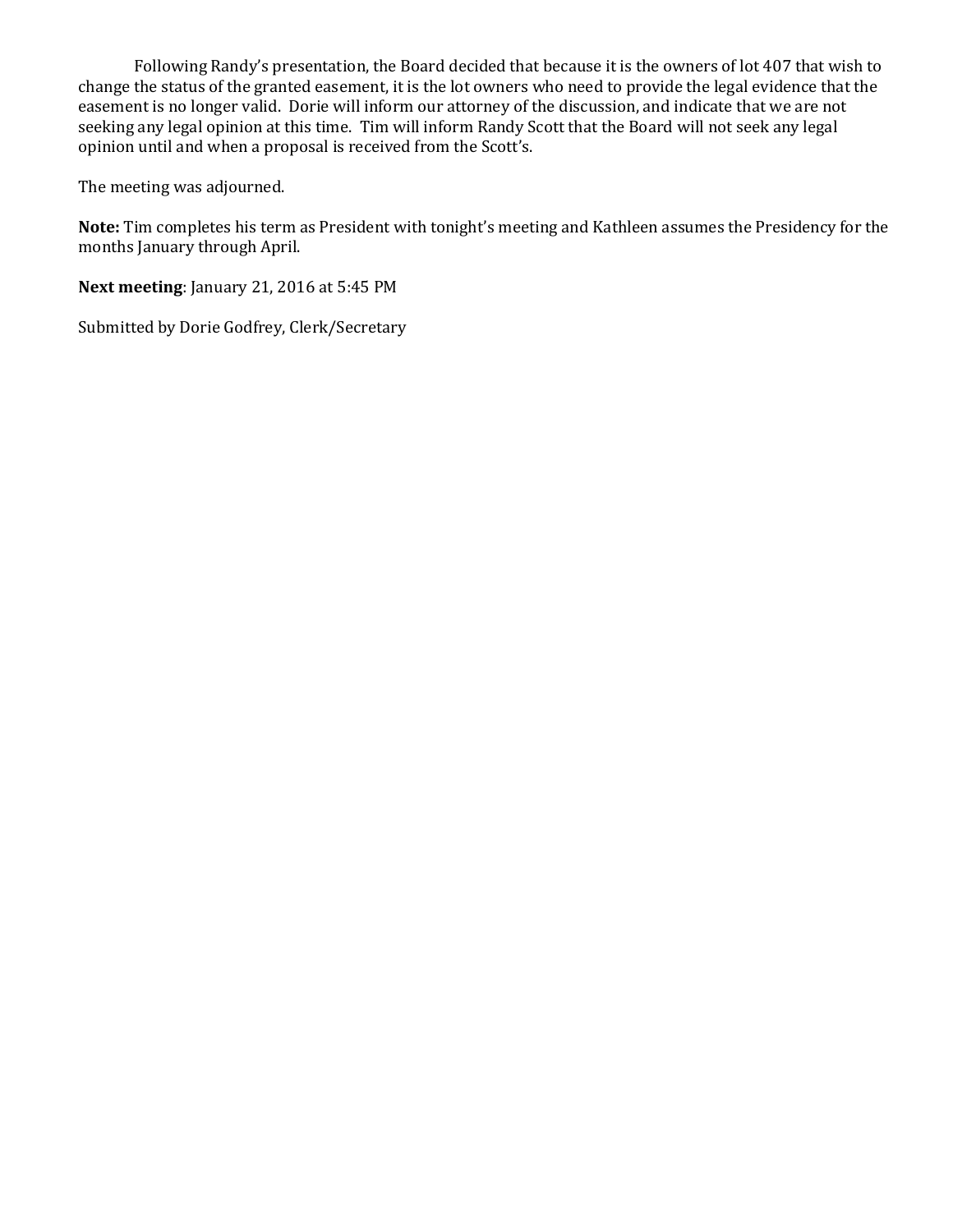Following Randy's presentation, the Board decided that because it is the owners of lot 407 that wish to change the status of the granted easement, it is the lot owners who need to provide the legal evidence that the easement is no longer valid. Dorie will inform our attorney of the discussion, and indicate that we are not seeking any legal opinion at this time. Tim will inform Randy Scott that the Board will not seek any legal opinion until and when a proposal is received from the Scott's.

The meeting was adjourned.

**Note:** Tim completes his term as President with tonight's meeting and Kathleen assumes the Presidency for the months January through April.

**Next meeting**: January 21, 2016 at 5:45 PM

Submitted by Dorie Godfrey, Clerk/Secretary